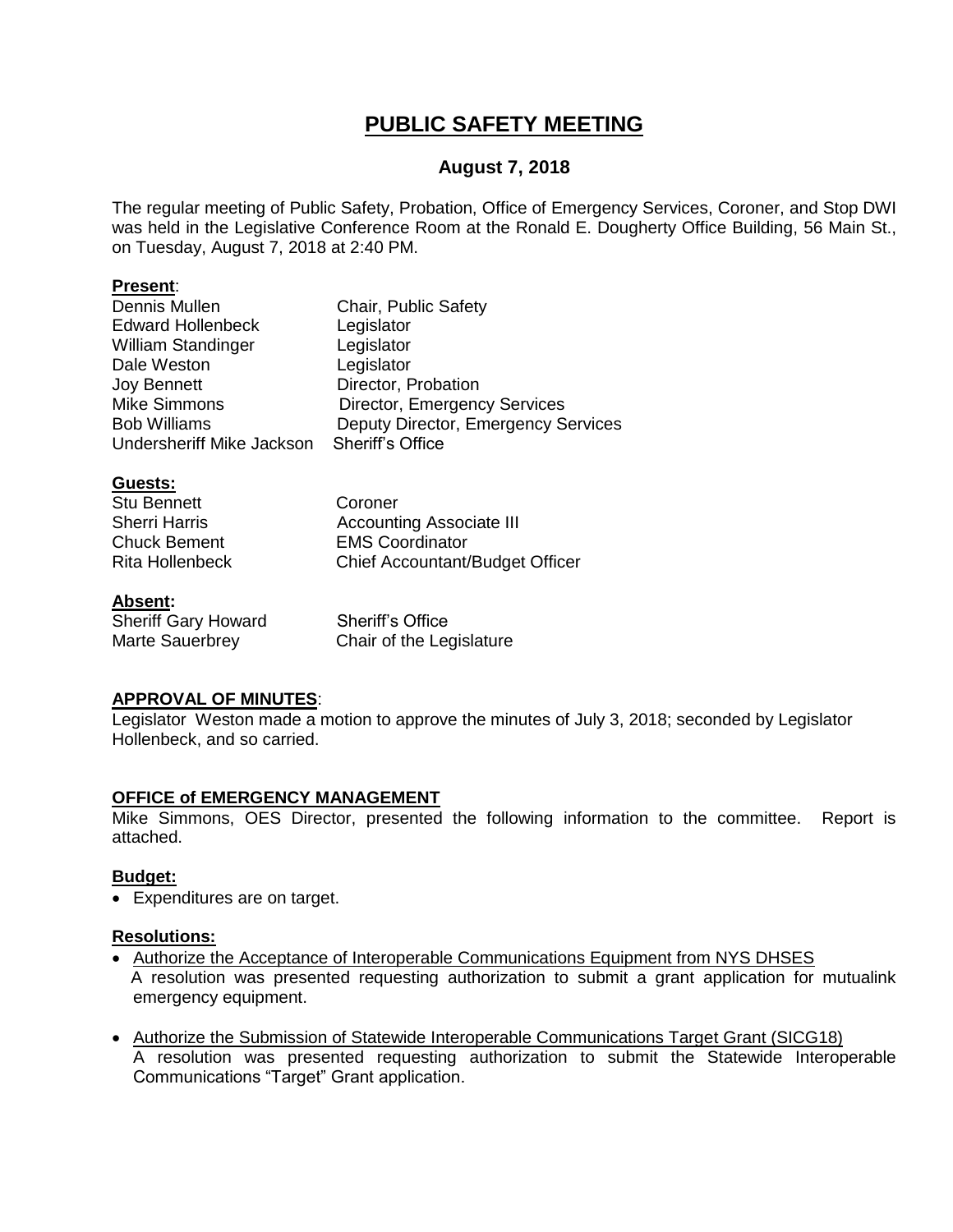# PUBLIC SAFETY MEETING

## August 7, 2018

The regular meeting of Public Safety, Probation, Office of Emergency Services, Coroner, and Stop DWI was held in the Legislative Conference Room at the Ronald E. Dougherty Office Building, 56 Main St., on Tuesday, August 7, 2018 at 2:40 PM.

**Present**:

| | |
|---|---|
| Dennis Mullen | Chair, Public Safety |
| Edward Hollenbeck | Legislator |
| William Standinger | Legislator |
| Dale Weston | Legislator |
| Joy Bennett | Director, Probation |
| Mike Simmons | Director, Emergency Services |
| Bob Williams | Deputy Director, Emergency Services |
| Undersheriff Mike Jackson | Sheriff's Office |

**Guests:**

| | |
|---|---|
| Stu Bennett | Coroner |
| Sherri Harris | Accounting Associate III |
| Chuck Bement | EMS Coordinator |
| Rita Hollenbeck | Chief Accountant/Budget Officer |

**Absent:**

| | |
|---|---|
| Sheriff Gary Howard | Sheriff's Office |
| Marte Sauerbrey | Chair of the Legislature |

**APPROVAL OF MINUTES**:

Legislator Weston made a motion to approve the minutes of July 3, 2018; seconded by Legislator Hollenbeck, and so carried.

**OFFICE of EMERGENCY MANAGEMENT**

Mike Simmons, OES Director, presented the following information to the committee. Report is attached.

**Budget:**

- Expenditures are on target.

**Resolutions:**

- Authorize the Acceptance of Interoperable Communications Equipment from NYS DHSES
  A resolution was presented requesting authorization to submit a grant application for mutualink emergency equipment.
- Authorize the Submission of Statewide Interoperable Communications Target Grant (SICG18)
  A resolution was presented requesting authorization to submit the Statewide Interoperable Communications "Target" Grant application.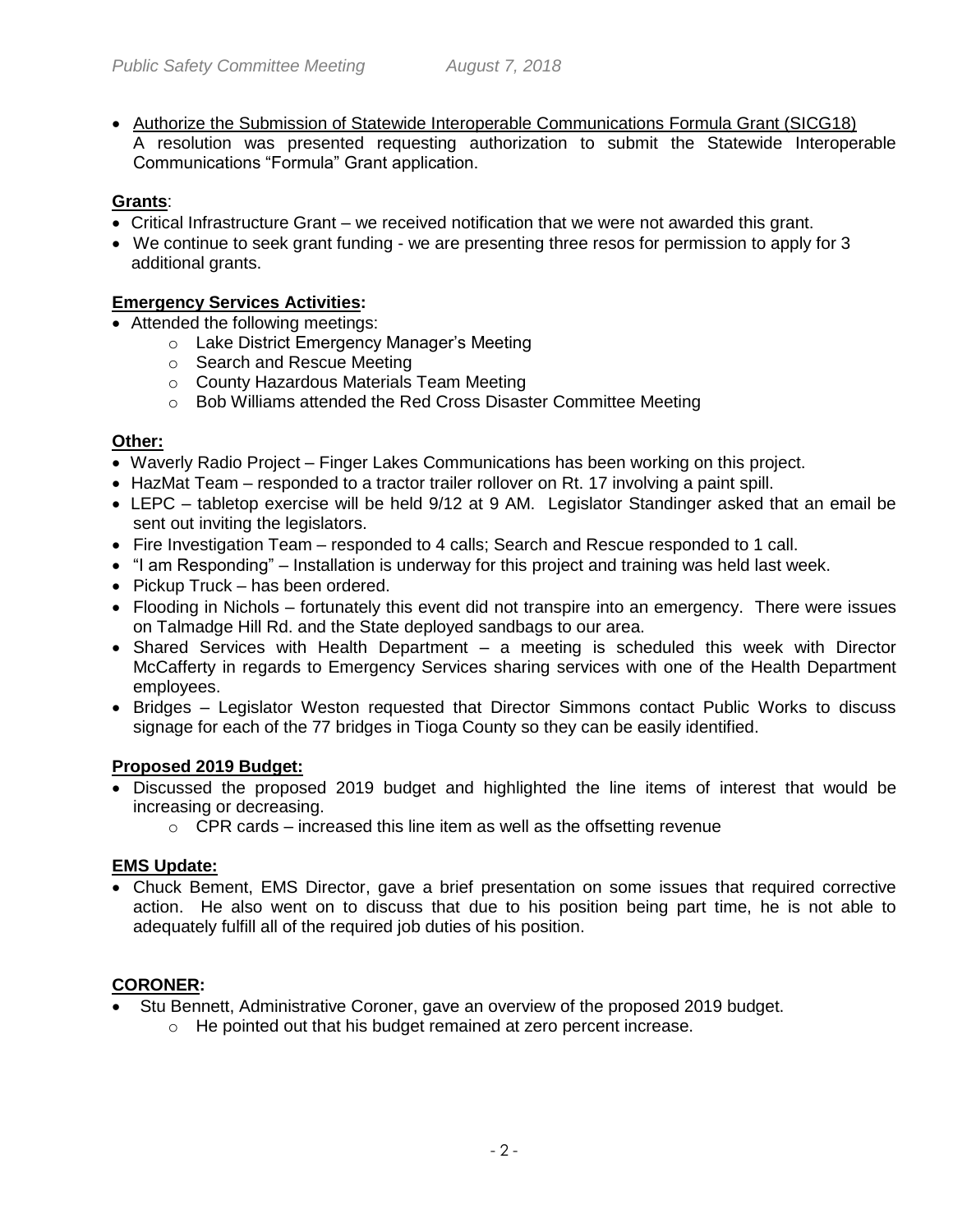- <u>Authorize the Submission of Statewide Interoperable Communications Formula Grant (SICG18)</u>
  A resolution was presented requesting authorization to submit the Statewide Interoperable Communications "Formula" Grant application.

**<u>Grants</u>**:

- Critical Infrastructure Grant – we received notification that we were not awarded this grant.
- We continue to seek grant funding - we are presenting three resos for permission to apply for 3 additional grants.

**<u>Emergency Services Activities</u>:**

- Attended the following meetings:
  - Lake District Emergency Manager's Meeting
  - Search and Rescue Meeting
  - County Hazardous Materials Team Meeting
  - Bob Williams attended the Red Cross Disaster Committee Meeting

**<u>Other</u>:**

- Waverly Radio Project – Finger Lakes Communications has been working on this project.
- HazMat Team – responded to a tractor trailer rollover on Rt. 17 involving a paint spill.
- LEPC – tabletop exercise will be held 9/12 at 9 AM. Legislator Standinger asked that an email be sent out inviting the legislators.
- Fire Investigation Team – responded to 4 calls; Search and Rescue responded to 1 call.
- "I am Responding" – Installation is underway for this project and training was held last week.
- Pickup Truck – has been ordered.
- Flooding in Nichols – fortunately this event did not transpire into an emergency. There were issues on Talmadge Hill Rd. and the State deployed sandbags to our area.
- Shared Services with Health Department – a meeting is scheduled this week with Director McCafferty in regards to Emergency Services sharing services with one of the Health Department employees.
- Bridges – Legislator Weston requested that Director Simmons contact Public Works to discuss signage for each of the 77 bridges in Tioga County so they can be easily identified.

**<u>Proposed 2019 Budget</u>:**

- Discussed the proposed 2019 budget and highlighted the line items of interest that would be increasing or decreasing.
  - CPR cards – increased this line item as well as the offsetting revenue

**<u>EMS Update</u>:**

- Chuck Bement, EMS Director, gave a brief presentation on some issues that required corrective action. He also went on to discuss that due to his position being part time, he is not able to adequately fulfill all of the required job duties of his position.

**<u>CORONER</u>:**

- Stu Bennett, Administrative Coroner, gave an overview of the proposed 2019 budget.
  - He pointed out that his budget remained at zero percent increase.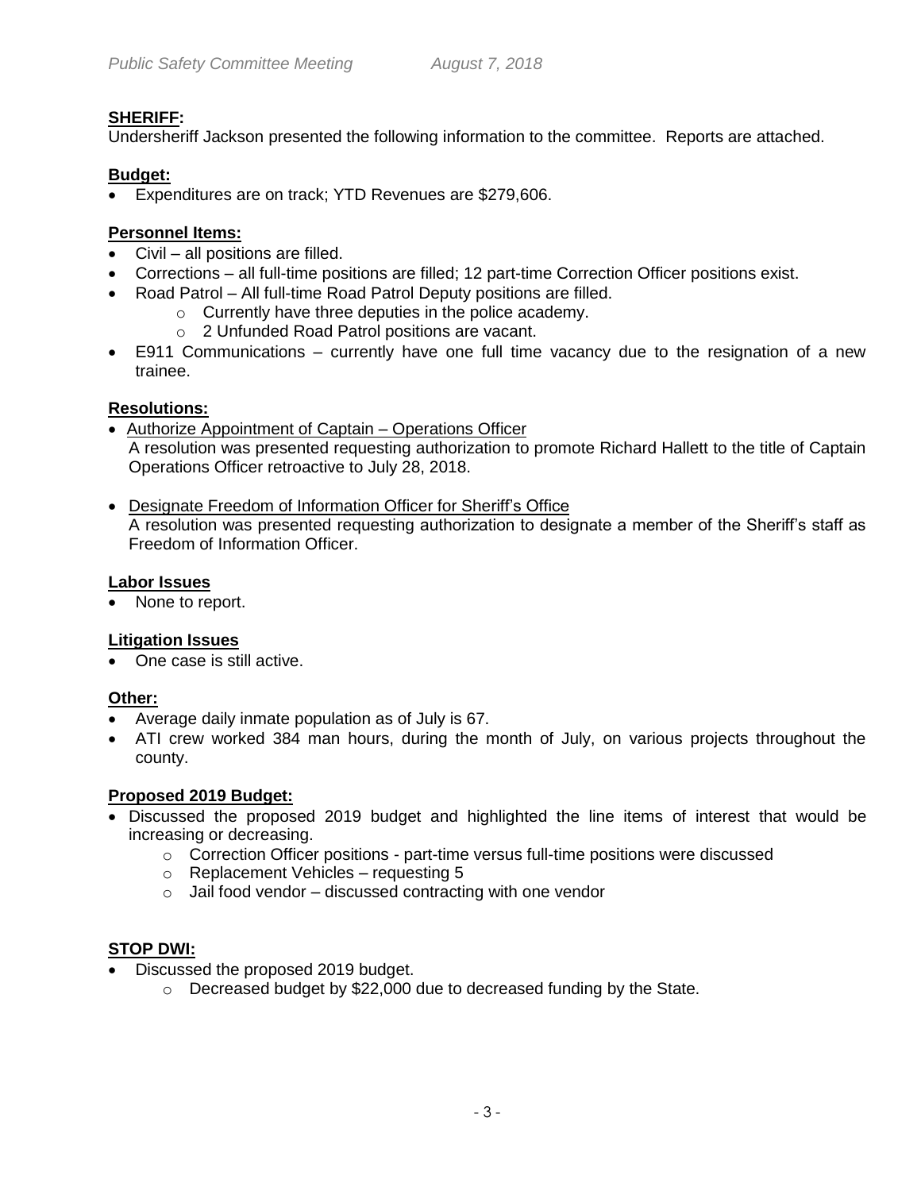**SHERIFF:**

Undersheriff Jackson presented the following information to the committee. Reports are attached.

**Budget:**

- Expenditures are on track; YTD Revenues are $279,606.

**Personnel Items:**

- Civil – all positions are filled.
- Corrections – all full-time positions are filled; 12 part-time Correction Officer positions exist.
- Road Patrol – All full-time Road Patrol Deputy positions are filled.
  - Currently have three deputies in the police academy.
  - 2 Unfunded Road Patrol positions are vacant.
- E911 Communications – currently have one full time vacancy due to the resignation of a new trainee.

**Resolutions:**

- Authorize Appointment of Captain – Operations Officer
  A resolution was presented requesting authorization to promote Richard Hallett to the title of Captain Operations Officer retroactive to July 28, 2018.

- Designate Freedom of Information Officer for Sheriff's Office
  A resolution was presented requesting authorization to designate a member of the Sheriff's staff as Freedom of Information Officer.

**Labor Issues**

- None to report.

**Litigation Issues**

- One case is still active.

**Other:**

- Average daily inmate population as of July is 67.
- ATI crew worked 384 man hours, during the month of July, on various projects throughout the county.

**Proposed 2019 Budget:**

- Discussed the proposed 2019 budget and highlighted the line items of interest that would be increasing or decreasing.
  - Correction Officer positions - part-time versus full-time positions were discussed
  - Replacement Vehicles – requesting 5
  - Jail food vendor – discussed contracting with one vendor

**STOP DWI:**

- Discussed the proposed 2019 budget.
  - Decreased budget by $22,000 due to decreased funding by the State.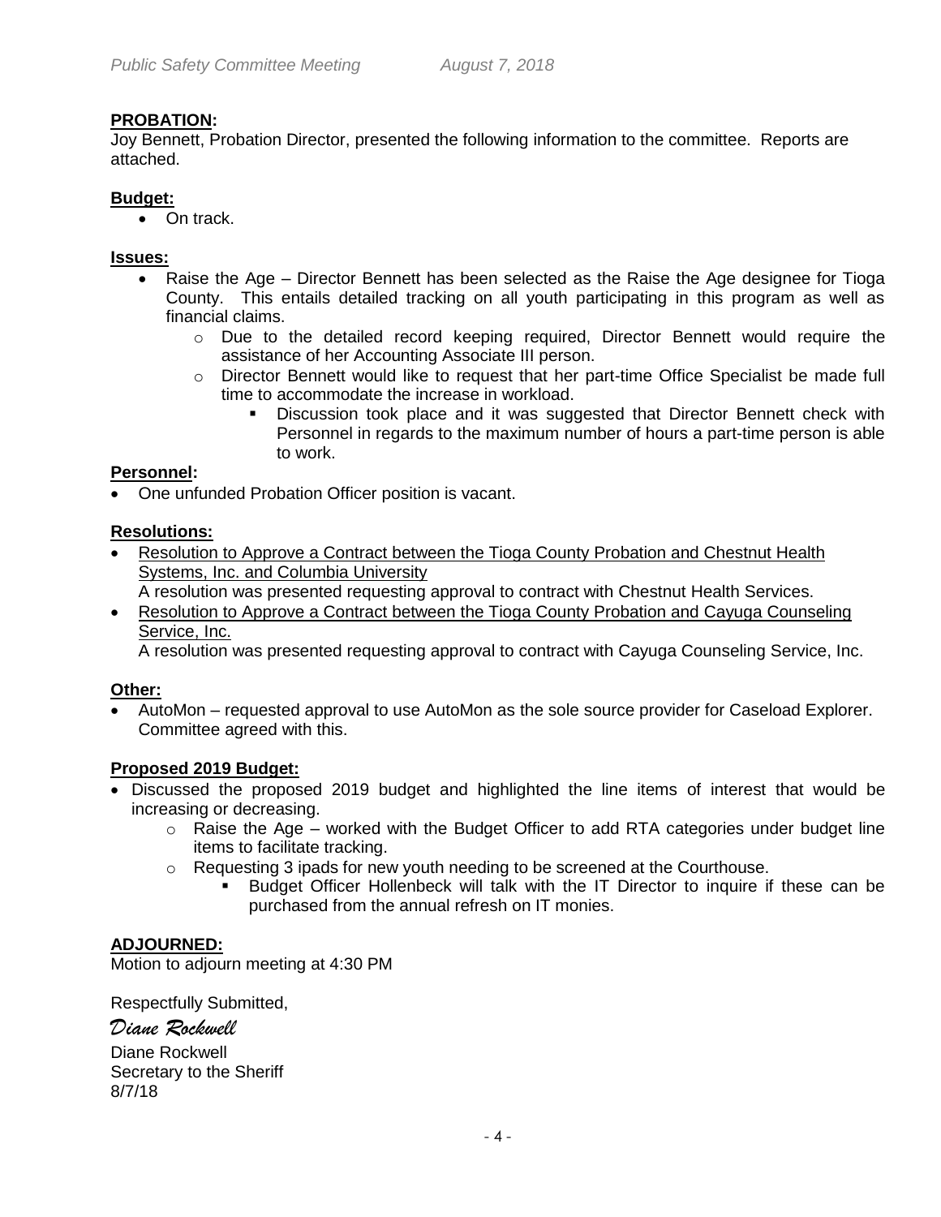**PROBATION:**

Joy Bennett, Probation Director, presented the following information to the committee. Reports are attached.

**Budget:**

- On track.

**Issues:**

- Raise the Age – Director Bennett has been selected as the Raise the Age designee for Tioga County. This entails detailed tracking on all youth participating in this program as well as financial claims.
  - Due to the detailed record keeping required, Director Bennett would require the assistance of her Accounting Associate III person.
  - Director Bennett would like to request that her part-time Office Specialist be made full time to accommodate the increase in workload.
    - Discussion took place and it was suggested that Director Bennett check with Personnel in regards to the maximum number of hours a part-time person is able to work.

**Personnel:**

- One unfunded Probation Officer position is vacant.

**Resolutions:**

- Resolution to Approve a Contract between the Tioga County Probation and Chestnut Health Systems, Inc. and Columbia University

  A resolution was presented requesting approval to contract with Chestnut Health Services.
- Resolution to Approve a Contract between the Tioga County Probation and Cayuga Counseling Service, Inc.

  A resolution was presented requesting approval to contract with Cayuga Counseling Service, Inc.

**Other:**

- AutoMon – requested approval to use AutoMon as the sole source provider for Caseload Explorer. Committee agreed with this.

**Proposed 2019 Budget:**

- Discussed the proposed 2019 budget and highlighted the line items of interest that would be increasing or decreasing.
  - Raise the Age – worked with the Budget Officer to add RTA categories under budget line items to facilitate tracking.
  - Requesting 3 ipads for new youth needing to be screened at the Courthouse.
    - Budget Officer Hollenbeck will talk with the IT Director to inquire if these can be purchased from the annual refresh on IT monies.

**ADJOURNED:**

Motion to adjourn meeting at 4:30 PM

Respectfully Submitted,

*Diane Rockwell*

Diane Rockwell
Secretary to the Sheriff
8/7/18